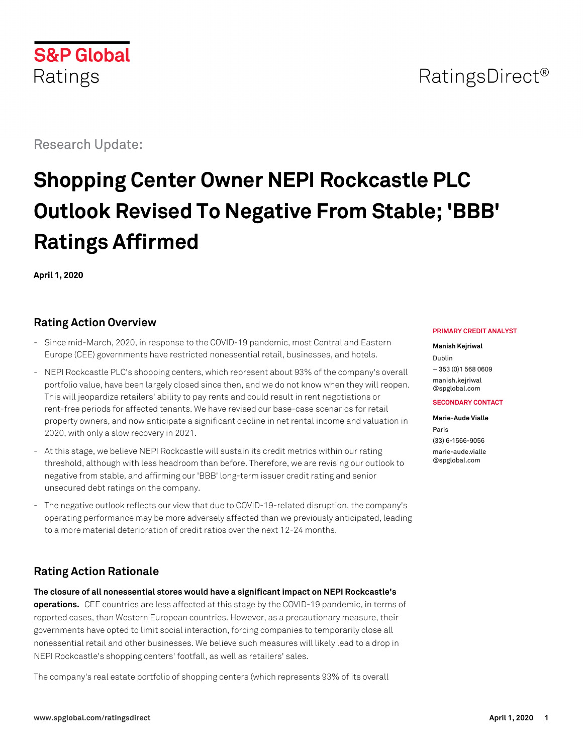S&P Global Ratings

RatingsDirect®

Research Update:

# Shopping Center Owner NEPI Rockcastle PLC Outlook Revised To Negative From Stable; 'BBB' Ratings Affirmed

**April 1, 2020**

**PRIMARY CREDIT ANALYST**

**Manish Kejriwal**
Dublin
+ 353 (0)1 568 0609
manish.kejriwal@spglobal.com

**SECONDARY CONTACT**

**Marie-Aude Vialle**
Paris
(33) 6-1566-9056
marie-aude.vialle@spglobal.com

## Rating Action Overview

- Since mid-March, 2020, in response to the COVID-19 pandemic, most Central and Eastern Europe (CEE) governments have restricted nonessential retail, businesses, and hotels.
- NEPI Rockcastle PLC's shopping centers, which represent about 93% of the company's overall portfolio value, have been largely closed since then, and we do not know when they will reopen. This will jeopardize retailers' ability to pay rents and could result in rent negotiations or rent-free periods for affected tenants. We have revised our base-case scenarios for retail property owners, and now anticipate a significant decline in net rental income and valuation in 2020, with only a slow recovery in 2021.
- At this stage, we believe NEPI Rockcastle will sustain its credit metrics within our rating threshold, although with less headroom than before. Therefore, we are revising our outlook to negative from stable, and affirming our 'BBB' long-term issuer credit rating and senior unsecured debt ratings on the company.
- The negative outlook reflects our view that due to COVID-19-related disruption, the company's operating performance may be more adversely affected than we previously anticipated, leading to a more material deterioration of credit ratios over the next 12-24 months.

## Rating Action Rationale

**The closure of all nonessential stores would have a significant impact on NEPI Rockcastle's operations.** CEE countries are less affected at this stage by the COVID-19 pandemic, in terms of reported cases, than Western European countries. However, as a precautionary measure, their governments have opted to limit social interaction, forcing companies to temporarily close all nonessential retail and other businesses. We believe such measures will likely lead to a drop in NEPI Rockcastle's shopping centers' footfall, as well as retailers' sales.

The company's real estate portfolio of shopping centers (which represents 93% of its overall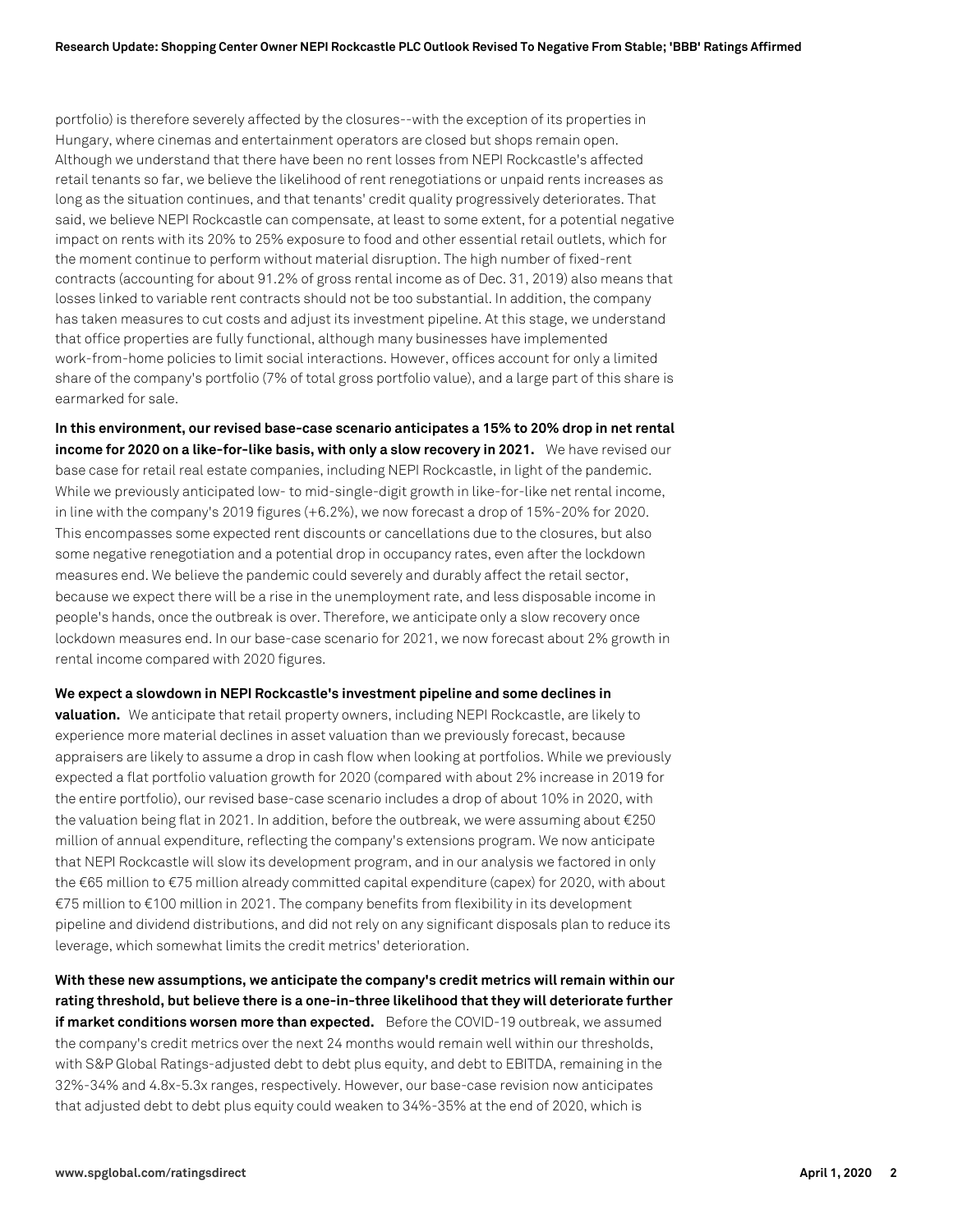portfolio) is therefore severely affected by the closures--with the exception of its properties in Hungary, where cinemas and entertainment operators are closed but shops remain open. Although we understand that there have been no rent losses from NEPI Rockcastle's affected retail tenants so far, we believe the likelihood of rent renegotiations or unpaid rents increases as long as the situation continues, and that tenants' credit quality progressively deteriorates. That said, we believe NEPI Rockcastle can compensate, at least to some extent, for a potential negative impact on rents with its 20% to 25% exposure to food and other essential retail outlets, which for the moment continue to perform without material disruption. The high number of fixed-rent contracts (accounting for about 91.2% of gross rental income as of Dec. 31, 2019) also means that losses linked to variable rent contracts should not be too substantial. In addition, the company has taken measures to cut costs and adjust its investment pipeline. At this stage, we understand that office properties are fully functional, although many businesses have implemented work-from-home policies to limit social interactions. However, offices account for only a limited share of the company's portfolio (7% of total gross portfolio value), and a large part of this share is earmarked for sale.

**In this environment, our revised base-case scenario anticipates a 15% to 20% drop in net rental income for 2020 on a like-for-like basis, with only a slow recovery in 2021.** We have revised our base case for retail real estate companies, including NEPI Rockcastle, in light of the pandemic. While we previously anticipated low- to mid-single-digit growth in like-for-like net rental income, in line with the company's 2019 figures (+6.2%), we now forecast a drop of 15%-20% for 2020. This encompasses some expected rent discounts or cancellations due to the closures, but also some negative renegotiation and a potential drop in occupancy rates, even after the lockdown measures end. We believe the pandemic could severely and durably affect the retail sector, because we expect there will be a rise in the unemployment rate, and less disposable income in people's hands, once the outbreak is over. Therefore, we anticipate only a slow recovery once lockdown measures end. In our base-case scenario for 2021, we now forecast about 2% growth in rental income compared with 2020 figures.

**We expect a slowdown in NEPI Rockcastle's investment pipeline and some declines in valuation.** We anticipate that retail property owners, including NEPI Rockcastle, are likely to experience more material declines in asset valuation than we previously forecast, because appraisers are likely to assume a drop in cash flow when looking at portfolios. While we previously expected a flat portfolio valuation growth for 2020 (compared with about 2% increase in 2019 for the entire portfolio), our revised base-case scenario includes a drop of about 10% in 2020, with the valuation being flat in 2021. In addition, before the outbreak, we were assuming about €250 million of annual expenditure, reflecting the company's extensions program. We now anticipate that NEPI Rockcastle will slow its development program, and in our analysis we factored in only the €65 million to €75 million already committed capital expenditure (capex) for 2020, with about €75 million to €100 million in 2021. The company benefits from flexibility in its development pipeline and dividend distributions, and did not rely on any significant disposals plan to reduce its leverage, which somewhat limits the credit metrics' deterioration.

**With these new assumptions, we anticipate the company's credit metrics will remain within our rating threshold, but believe there is a one-in-three likelihood that they will deteriorate further if market conditions worsen more than expected.** Before the COVID-19 outbreak, we assumed the company's credit metrics over the next 24 months would remain well within our thresholds, with S&P Global Ratings-adjusted debt to debt plus equity, and debt to EBITDA, remaining in the 32%-34% and 4.8x-5.3x ranges, respectively. However, our base-case revision now anticipates that adjusted debt to debt plus equity could weaken to 34%-35% at the end of 2020, which is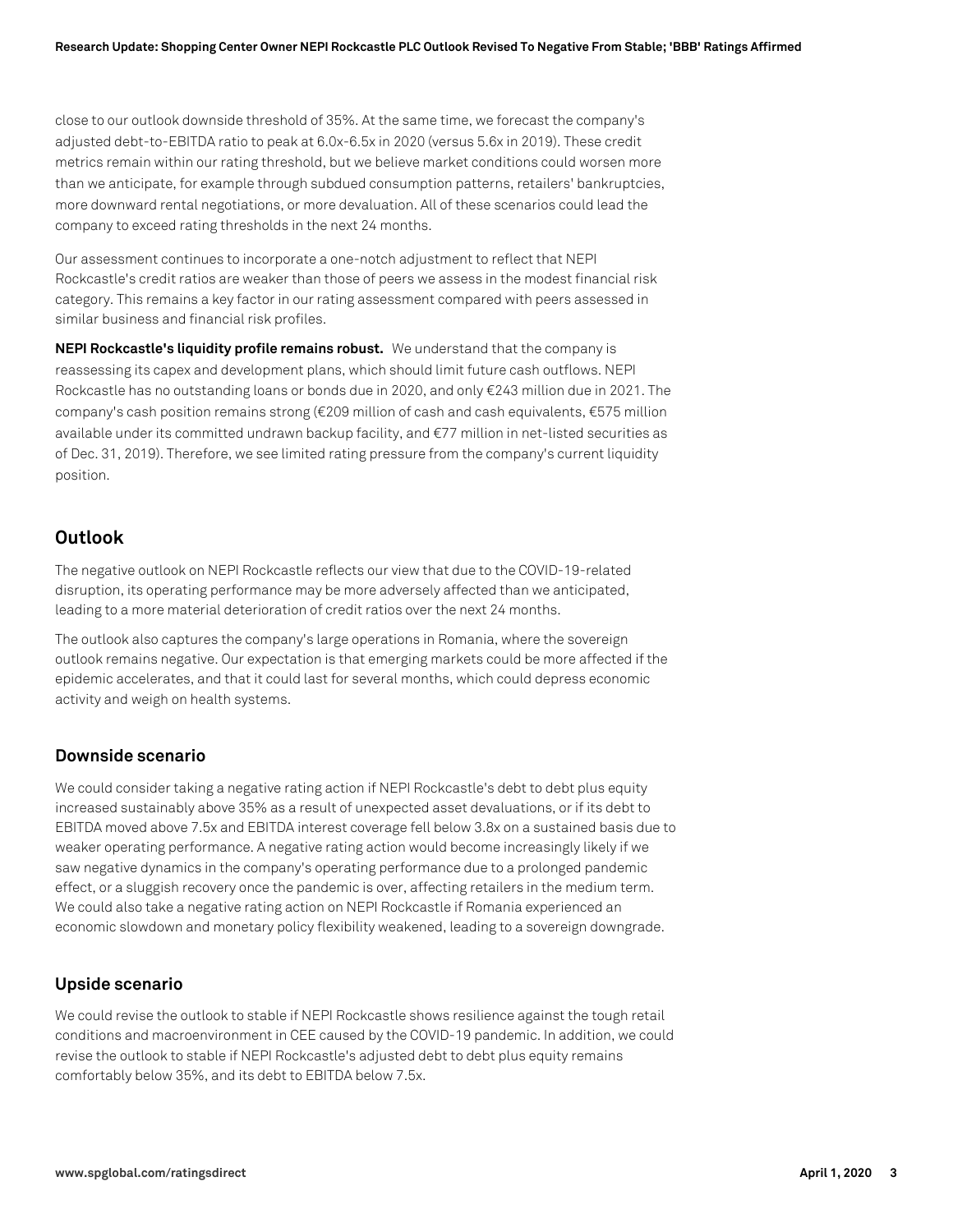close to our outlook downside threshold of 35%. At the same time, we forecast the company's adjusted debt-to-EBITDA ratio to peak at 6.0x-6.5x in 2020 (versus 5.6x in 2019). These credit metrics remain within our rating threshold, but we believe market conditions could worsen more than we anticipate, for example through subdued consumption patterns, retailers' bankruptcies, more downward rental negotiations, or more devaluation. All of these scenarios could lead the company to exceed rating thresholds in the next 24 months.

Our assessment continues to incorporate a one-notch adjustment to reflect that NEPI Rockcastle's credit ratios are weaker than those of peers we assess in the modest financial risk category. This remains a key factor in our rating assessment compared with peers assessed in similar business and financial risk profiles.

**NEPI Rockcastle's liquidity profile remains robust.** We understand that the company is reassessing its capex and development plans, which should limit future cash outflows. NEPI Rockcastle has no outstanding loans or bonds due in 2020, and only €243 million due in 2021. The company's cash position remains strong (€209 million of cash and cash equivalents, €575 million available under its committed undrawn backup facility, and €77 million in net-listed securities as of Dec. 31, 2019). Therefore, we see limited rating pressure from the company's current liquidity position.

## Outlook

The negative outlook on NEPI Rockcastle reflects our view that due to the COVID-19-related disruption, its operating performance may be more adversely affected than we anticipated, leading to a more material deterioration of credit ratios over the next 24 months.

The outlook also captures the company's large operations in Romania, where the sovereign outlook remains negative. Our expectation is that emerging markets could be more affected if the epidemic accelerates, and that it could last for several months, which could depress economic activity and weigh on health systems.

### Downside scenario

We could consider taking a negative rating action if NEPI Rockcastle's debt to debt plus equity increased sustainably above 35% as a result of unexpected asset devaluations, or if its debt to EBITDA moved above 7.5x and EBITDA interest coverage fell below 3.8x on a sustained basis due to weaker operating performance. A negative rating action would become increasingly likely if we saw negative dynamics in the company's operating performance due to a prolonged pandemic effect, or a sluggish recovery once the pandemic is over, affecting retailers in the medium term. We could also take a negative rating action on NEPI Rockcastle if Romania experienced an economic slowdown and monetary policy flexibility weakened, leading to a sovereign downgrade.

### Upside scenario

We could revise the outlook to stable if NEPI Rockcastle shows resilience against the tough retail conditions and macroenvironment in CEE caused by the COVID-19 pandemic. In addition, we could revise the outlook to stable if NEPI Rockcastle's adjusted debt to debt plus equity remains comfortably below 35%, and its debt to EBITDA below 7.5x.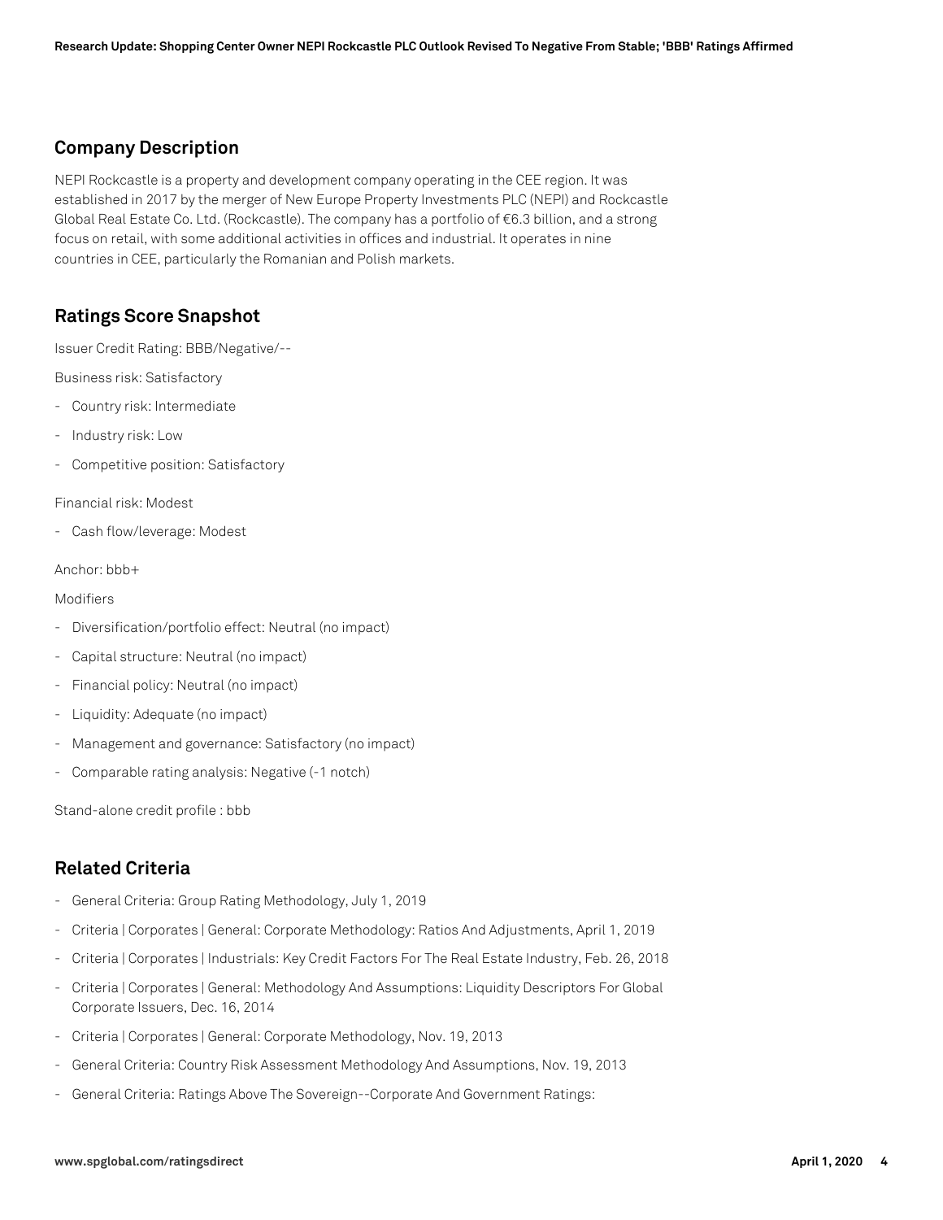## Company Description

NEPI Rockcastle is a property and development company operating in the CEE region. It was established in 2017 by the merger of New Europe Property Investments PLC (NEPI) and Rockcastle Global Real Estate Co. Ltd. (Rockcastle). The company has a portfolio of €6.3 billion, and a strong focus on retail, with some additional activities in offices and industrial. It operates in nine countries in CEE, particularly the Romanian and Polish markets.

## Ratings Score Snapshot

Issuer Credit Rating: BBB/Negative/--

Business risk: Satisfactory

- Country risk: Intermediate
- Industry risk: Low
- Competitive position: Satisfactory

Financial risk: Modest

- Cash flow/leverage: Modest

Anchor: bbb+

Modifiers

- Diversification/portfolio effect: Neutral (no impact)
- Capital structure: Neutral (no impact)
- Financial policy: Neutral (no impact)
- Liquidity: Adequate (no impact)
- Management and governance: Satisfactory (no impact)
- Comparable rating analysis: Negative (-1 notch)

Stand-alone credit profile : bbb

## Related Criteria

- General Criteria: Group Rating Methodology, July 1, 2019
- Criteria | Corporates | General: Corporate Methodology: Ratios And Adjustments, April 1, 2019
- Criteria | Corporates | Industrials: Key Credit Factors For The Real Estate Industry, Feb. 26, 2018
- Criteria | Corporates | General: Methodology And Assumptions: Liquidity Descriptors For Global Corporate Issuers, Dec. 16, 2014
- Criteria | Corporates | General: Corporate Methodology, Nov. 19, 2013
- General Criteria: Country Risk Assessment Methodology And Assumptions, Nov. 19, 2013
- General Criteria: Ratings Above The Sovereign--Corporate And Government Ratings: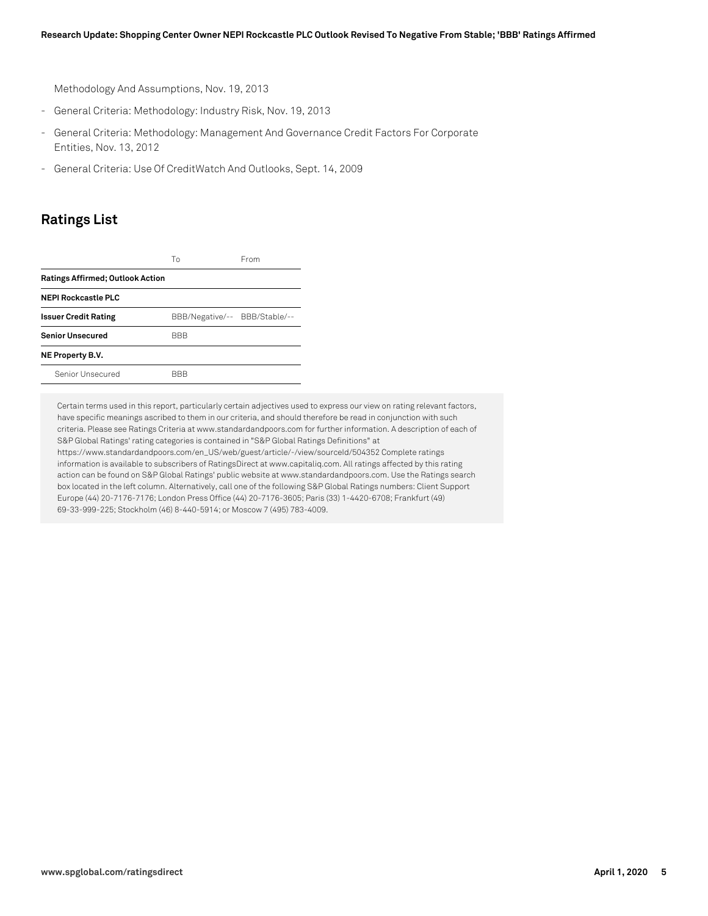Methodology And Assumptions, Nov. 19, 2013

- General Criteria: Methodology: Industry Risk, Nov. 19, 2013
- General Criteria: Methodology: Management And Governance Credit Factors For Corporate Entities, Nov. 13, 2012
- General Criteria: Use Of CreditWatch And Outlooks, Sept. 14, 2009

## Ratings List

| | To | From |
|---|---|---|
| **Ratings Affirmed; Outlook Action** | | |
| **NEPI Rockcastle PLC** | | |
| **Issuer Credit Rating** | BBB/Negative/-- | BBB/Stable/-- |
| **Senior Unsecured** | BBB | |
| **NE Property B.V.** | | |
| Senior Unsecured | BBB | |

Certain terms used in this report, particularly certain adjectives used to express our view on rating relevant factors, have specific meanings ascribed to them in our criteria, and should therefore be read in conjunction with such criteria. Please see Ratings Criteria at www.standardandpoors.com for further information. A description of each of S&P Global Ratings' rating categories is contained in "S&P Global Ratings Definitions" at https://www.standardandpoors.com/en_US/web/guest/article/-/view/sourceId/504352 Complete ratings information is available to subscribers of RatingsDirect at www.capitaliq.com. All ratings affected by this rating action can be found on S&P Global Ratings' public website at www.standardandpoors.com. Use the Ratings search box located in the left column. Alternatively, call one of the following S&P Global Ratings numbers: Client Support Europe (44) 20-7176-7176; London Press Office (44) 20-7176-3605; Paris (33) 1-4420-6708; Frankfurt (49) 69-33-999-225; Stockholm (46) 8-440-5914; or Moscow 7 (495) 783-4009.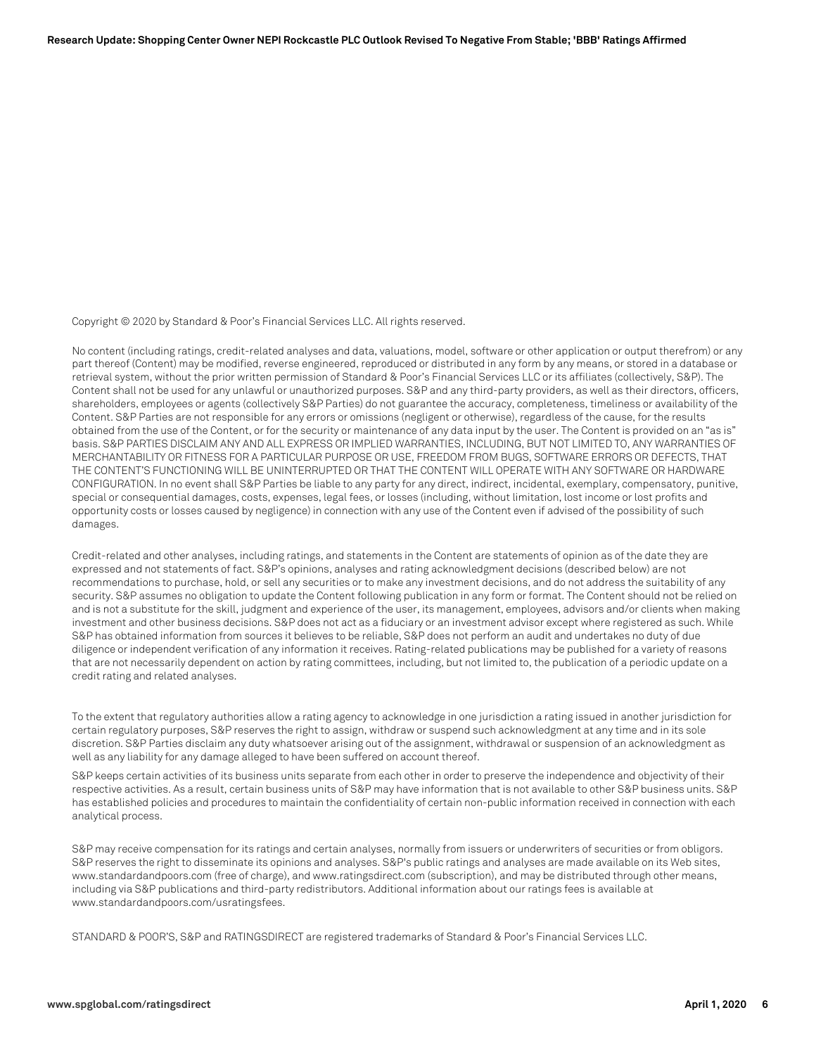Copyright © 2020 by Standard & Poor's Financial Services LLC. All rights reserved.

No content (including ratings, credit-related analyses and data, valuations, model, software or other application or output therefrom) or any part thereof (Content) may be modified, reverse engineered, reproduced or distributed in any form by any means, or stored in a database or retrieval system, without the prior written permission of Standard & Poor's Financial Services LLC or its affiliates (collectively, S&P). The Content shall not be used for any unlawful or unauthorized purposes. S&P and any third-party providers, as well as their directors, officers, shareholders, employees or agents (collectively S&P Parties) do not guarantee the accuracy, completeness, timeliness or availability of the Content. S&P Parties are not responsible for any errors or omissions (negligent or otherwise), regardless of the cause, for the results obtained from the use of the Content, or for the security or maintenance of any data input by the user. The Content is provided on an "as is" basis. S&P PARTIES DISCLAIM ANY AND ALL EXPRESS OR IMPLIED WARRANTIES, INCLUDING, BUT NOT LIMITED TO, ANY WARRANTIES OF MERCHANTABILITY OR FITNESS FOR A PARTICULAR PURPOSE OR USE, FREEDOM FROM BUGS, SOFTWARE ERRORS OR DEFECTS, THAT THE CONTENT'S FUNCTIONING WILL BE UNINTERRUPTED OR THAT THE CONTENT WILL OPERATE WITH ANY SOFTWARE OR HARDWARE CONFIGURATION. In no event shall S&P Parties be liable to any party for any direct, indirect, incidental, exemplary, compensatory, punitive, special or consequential damages, costs, expenses, legal fees, or losses (including, without limitation, lost income or lost profits and opportunity costs or losses caused by negligence) in connection with any use of the Content even if advised of the possibility of such damages.

Credit-related and other analyses, including ratings, and statements in the Content are statements of opinion as of the date they are expressed and not statements of fact. S&P's opinions, analyses and rating acknowledgment decisions (described below) are not recommendations to purchase, hold, or sell any securities or to make any investment decisions, and do not address the suitability of any security. S&P assumes no obligation to update the Content following publication in any form or format. The Content should not be relied on and is not a substitute for the skill, judgment and experience of the user, its management, employees, advisors and/or clients when making investment and other business decisions. S&P does not act as a fiduciary or an investment advisor except where registered as such. While S&P has obtained information from sources it believes to be reliable, S&P does not perform an audit and undertakes no duty of due diligence or independent verification of any information it receives. Rating-related publications may be published for a variety of reasons that are not necessarily dependent on action by rating committees, including, but not limited to, the publication of a periodic update on a credit rating and related analyses.

To the extent that regulatory authorities allow a rating agency to acknowledge in one jurisdiction a rating issued in another jurisdiction for certain regulatory purposes, S&P reserves the right to assign, withdraw or suspend such acknowledgment at any time and in its sole discretion. S&P Parties disclaim any duty whatsoever arising out of the assignment, withdrawal or suspension of an acknowledgment as well as any liability for any damage alleged to have been suffered on account thereof.

S&P keeps certain activities of its business units separate from each other in order to preserve the independence and objectivity of their respective activities. As a result, certain business units of S&P may have information that is not available to other S&P business units. S&P has established policies and procedures to maintain the confidentiality of certain non-public information received in connection with each analytical process.

S&P may receive compensation for its ratings and certain analyses, normally from issuers or underwriters of securities or from obligors. S&P reserves the right to disseminate its opinions and analyses. S&P's public ratings and analyses are made available on its Web sites, www.standardandpoors.com (free of charge), and www.ratingsdirect.com (subscription), and may be distributed through other means, including via S&P publications and third-party redistributors. Additional information about our ratings fees is available at www.standardandpoors.com/usratingsfees.

STANDARD & POOR'S, S&P and RATINGSDIRECT are registered trademarks of Standard & Poor's Financial Services LLC.